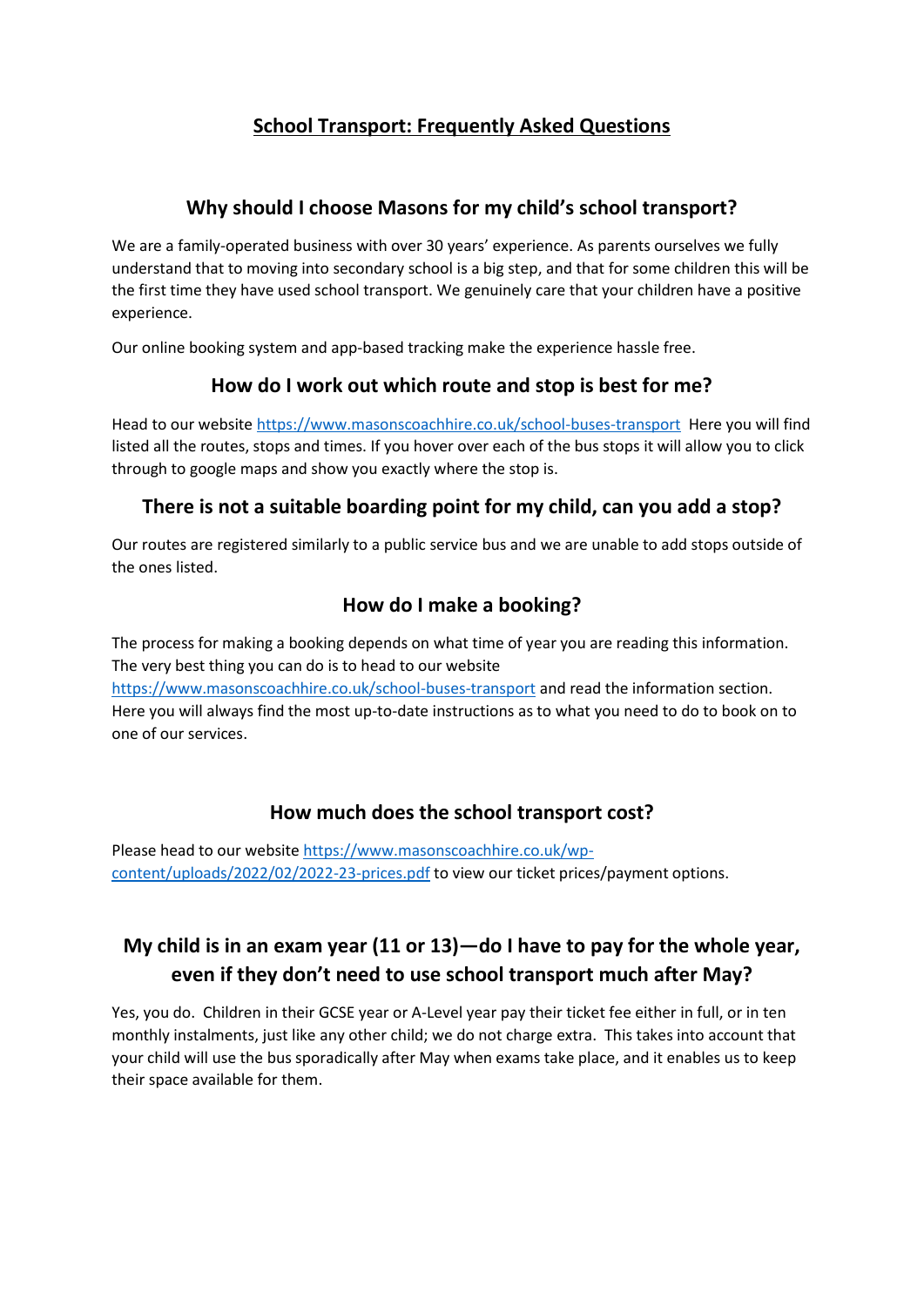# School Transport: Frequently Asked Questions

## Why should I choose Masons for my child's school transport?

We are a family-operated business with over 30 years' experience. As parents ourselves we fully understand that to moving into secondary school is a big step, and that for some children this will be the first time they have used school transport. We genuinely care that your children have a positive experience.

Our online booking system and app-based tracking make the experience hassle free.

## How do I work out which route and stop is best for me?

Head to our website [https://www.masonscoachhire.co.uk/school-buses-transport](https://www.masonscoachhire.co.uk/school-buses-transport) Here you will find listed all the routes, stops and times. If you hover over each of the bus stops it will allow you to click through to google maps and show you exactly where the stop is.

## There is not a suitable boarding point for my child, can you add a stop?

Our routes are registered similarly to a public service bus and we are unable to add stops outside of the ones listed.

## How do I make a booking?

The process for making a booking depends on what time of year you are reading this information. The very best thing you can do is to head to our website [https://www.masonscoachhire.co.uk/school-buses-transport](https://www.masonscoachhire.co.uk/school-buses-transport) and read the information section. Here you will always find the most up-to-date instructions as to what you need to do to book on to one of our services.

## How much does the school transport cost?

Please head to our website [https://www.masonscoachhire.co.uk/wp-content/uploads/2022/02/2022-23-prices.pdf](https://www.masonscoachhire.co.uk/wp-content/uploads/2022/02/2022-23-prices.pdf) to view our ticket prices/payment options.

## My child is in an exam year (11 or 13)—do I have to pay for the whole year, even if they don't need to use school transport much after May?

Yes, you do. Children in their GCSE year or A-Level year pay their ticket fee either in full, or in ten monthly instalments, just like any other child; we do not charge extra. This takes into account that your child will use the bus sporadically after May when exams take place, and it enables us to keep their space available for them.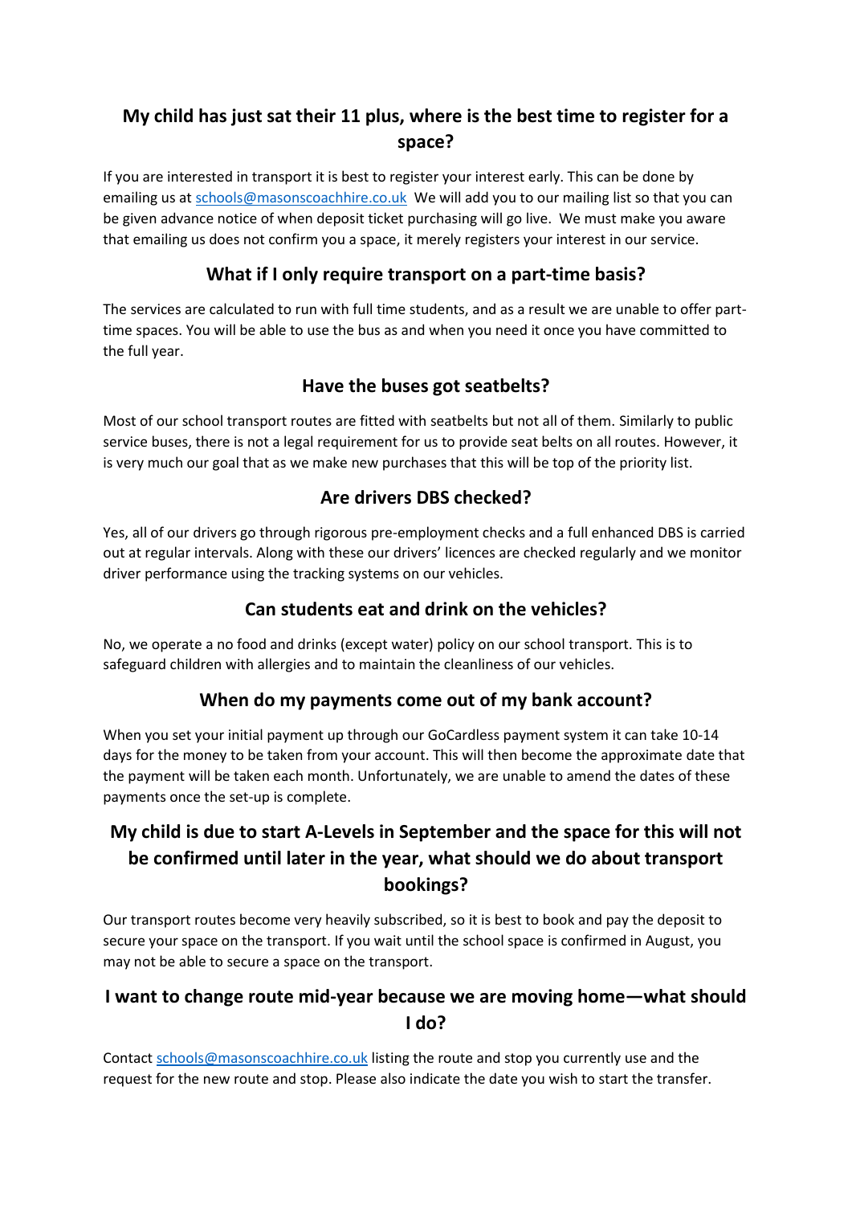## My child has just sat their 11 plus, where is the best time to register for a space?

If you are interested in transport it is best to register your interest early. This can be done by emailing us at [schools@masonscoachhire.co.uk](mailto:schools@masonscoachhire.co.uk) We will add you to our mailing list so that you can be given advance notice of when deposit ticket purchasing will go live. We must make you aware that emailing us does not confirm you a space, it merely registers your interest in our service.

## What if I only require transport on a part-time basis?

The services are calculated to run with full time students, and as a result we are unable to offer part-time spaces. You will be able to use the bus as and when you need it once you have committed to the full year.

## Have the buses got seatbelts?

Most of our school transport routes are fitted with seatbelts but not all of them. Similarly to public service buses, there is not a legal requirement for us to provide seat belts on all routes. However, it is very much our goal that as we make new purchases that this will be top of the priority list.

## Are drivers DBS checked?

Yes, all of our drivers go through rigorous pre-employment checks and a full enhanced DBS is carried out at regular intervals. Along with these our drivers' licences are checked regularly and we monitor driver performance using the tracking systems on our vehicles.

## Can students eat and drink on the vehicles?

No, we operate a no food and drinks (except water) policy on our school transport. This is to safeguard children with allergies and to maintain the cleanliness of our vehicles.

## When do my payments come out of my bank account?

When you set your initial payment up through our GoCardless payment system it can take 10-14 days for the money to be taken from your account. This will then become the approximate date that the payment will be taken each month. Unfortunately, we are unable to amend the dates of these payments once the set-up is complete.

## My child is due to start A-Levels in September and the space for this will not be confirmed until later in the year, what should we do about transport bookings?

Our transport routes become very heavily subscribed, so it is best to book and pay the deposit to secure your space on the transport. If you wait until the school space is confirmed in August, you may not be able to secure a space on the transport.

## I want to change route mid-year because we are moving home—what should I do?

Contact [schools@masonscoachhire.co.uk](mailto:schools@masonscoachhire.co.uk) listing the route and stop you currently use and the request for the new route and stop. Please also indicate the date you wish to start the transfer.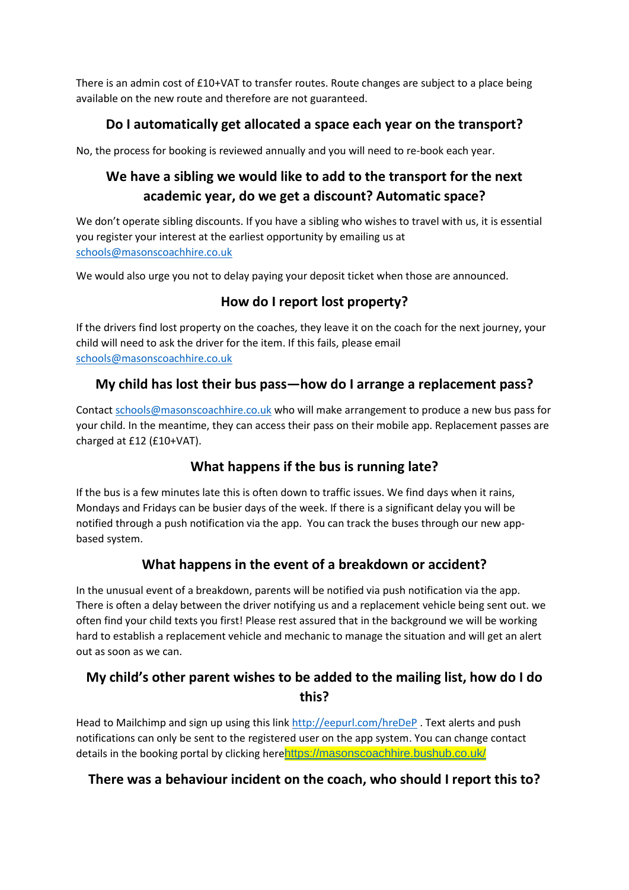There is an admin cost of £10+VAT to transfer routes. Route changes are subject to a place being available on the new route and therefore are not guaranteed.

## Do I automatically get allocated a space each year on the transport?

No, the process for booking is reviewed annually and you will need to re-book each year.

## We have a sibling we would like to add to the transport for the next academic year, do we get a discount? Automatic space?

We don't operate sibling discounts. If you have a sibling who wishes to travel with us, it is essential you register your interest at the earliest opportunity by emailing us at schools@masonscoachhire.co.uk

We would also urge you not to delay paying your deposit ticket when those are announced.

## How do I report lost property?

If the drivers find lost property on the coaches, they leave it on the coach for the next journey, your child will need to ask the driver for the item. If this fails, please email schools@masonscoachhire.co.uk

## My child has lost their bus pass—how do I arrange a replacement pass?

Contact schools@masonscoachhire.co.uk who will make arrangement to produce a new bus pass for your child. In the meantime, they can access their pass on their mobile app. Replacement passes are charged at £12 (£10+VAT).

## What happens if the bus is running late?

If the bus is a few minutes late this is often down to traffic issues. We find days when it rains, Mondays and Fridays can be busier days of the week. If there is a significant delay you will be notified through a push notification via the app. You can track the buses through our new app-based system.

## What happens in the event of a breakdown or accident?

In the unusual event of a breakdown, parents will be notified via push notification via the app. There is often a delay between the driver notifying us and a replacement vehicle being sent out. we often find your child texts you first! Please rest assured that in the background we will be working hard to establish a replacement vehicle and mechanic to manage the situation and will get an alert out as soon as we can.

## My child's other parent wishes to be added to the mailing list, how do I do this?

Head to Mailchimp and sign up using this link http://eepurl.com/hreDeP . Text alerts and push notifications can only be sent to the registered user on the app system. You can change contact details in the booking portal by clicking herehttps://masonscoachhire.bushub.co.uk/

## There was a behaviour incident on the coach, who should I report this to?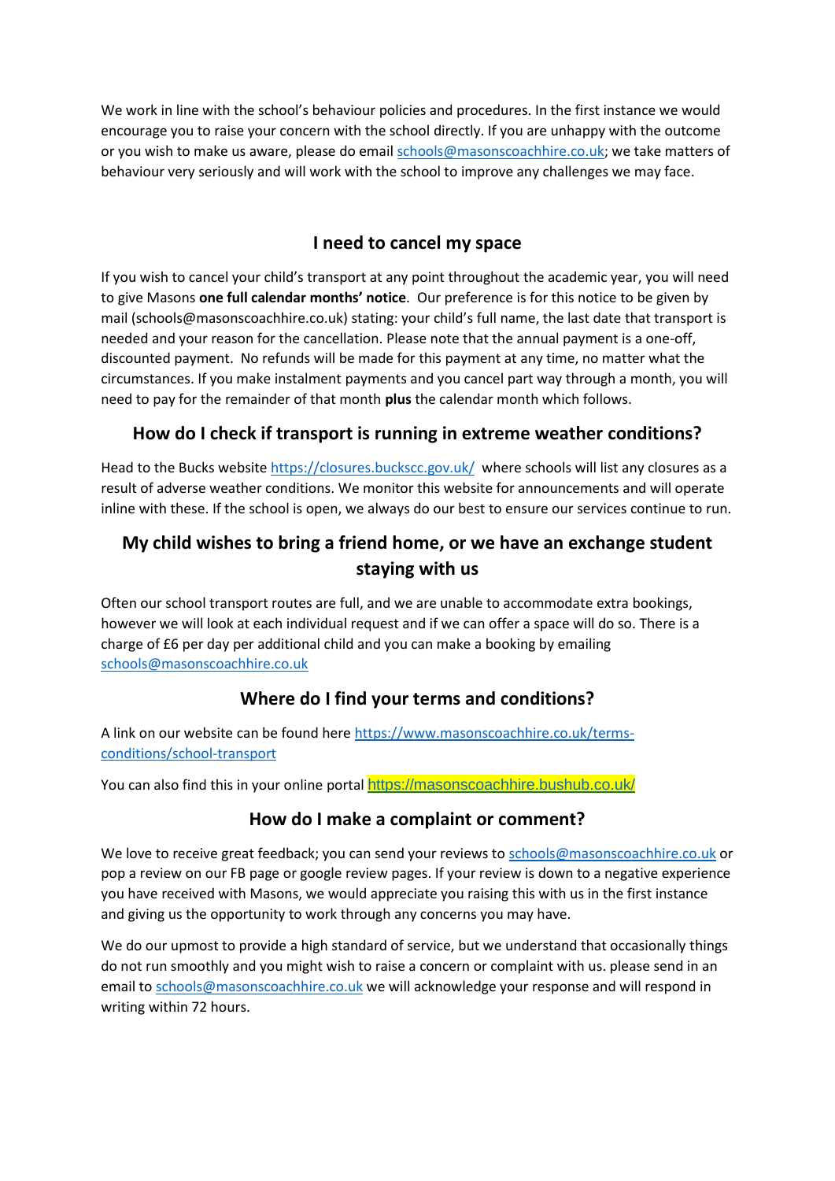We work in line with the school's behaviour policies and procedures. In the first instance we would encourage you to raise your concern with the school directly. If you are unhappy with the outcome or you wish to make us aware, please do email schools@masonscoachhire.co.uk; we take matters of behaviour very seriously and will work with the school to improve any challenges we may face.

## I need to cancel my space

If you wish to cancel your child's transport at any point throughout the academic year, you will need to give Masons **one full calendar months' notice**. Our preference is for this notice to be given by mail (schools@masonscoachhire.co.uk) stating: your child's full name, the last date that transport is needed and your reason for the cancellation. Please note that the annual payment is a one-off, discounted payment. No refunds will be made for this payment at any time, no matter what the circumstances. If you make instalment payments and you cancel part way through a month, you will need to pay for the remainder of that month **plus** the calendar month which follows.

## How do I check if transport is running in extreme weather conditions?

Head to the Bucks website https://closures.buckscc.gov.uk/ where schools will list any closures as a result of adverse weather conditions. We monitor this website for announcements and will operate inline with these. If the school is open, we always do our best to ensure our services continue to run.

## My child wishes to bring a friend home, or we have an exchange student staying with us

Often our school transport routes are full, and we are unable to accommodate extra bookings, however we will look at each individual request and if we can offer a space will do so. There is a charge of £6 per day per additional child and you can make a booking by emailing schools@masonscoachhire.co.uk

## Where do I find your terms and conditions?

A link on our website can be found here https://www.masonscoachhire.co.uk/terms-conditions/school-transport

You can also find this in your online portal https://masonscoachhire.bushub.co.uk/

## How do I make a complaint or comment?

We love to receive great feedback; you can send your reviews to schools@masonscoachhire.co.uk or pop a review on our FB page or google review pages. If your review is down to a negative experience you have received with Masons, we would appreciate you raising this with us in the first instance and giving us the opportunity to work through any concerns you may have.

We do our upmost to provide a high standard of service, but we understand that occasionally things do not run smoothly and you might wish to raise a concern or complaint with us. please send in an email to schools@masonscoachhire.co.uk we will acknowledge your response and will respond in writing within 72 hours.